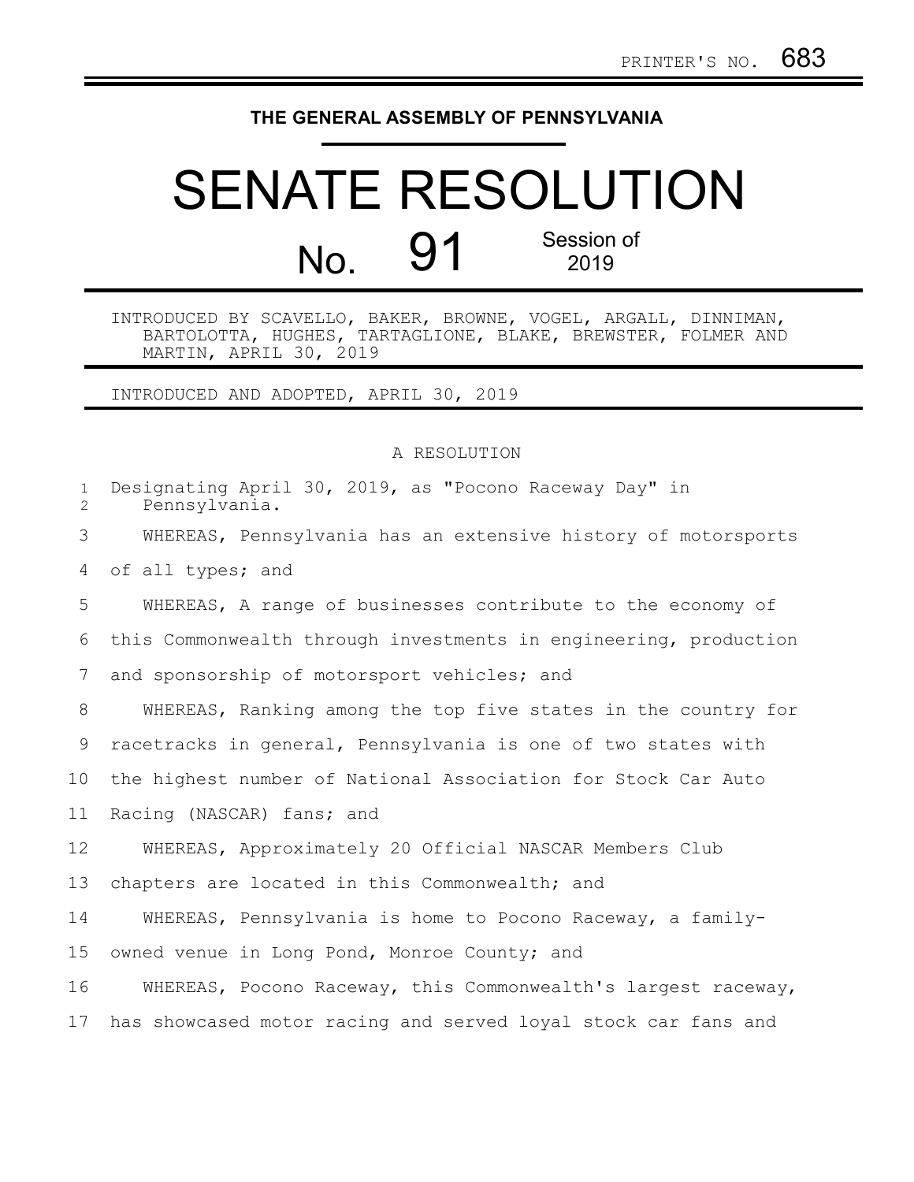PRINTER'S NO. 683

# THE GENERAL ASSEMBLY OF PENNSYLVANIA

# SENATE RESOLUTION

## No. 91 Session of 2019

INTRODUCED BY SCAVELLO, BAKER, BROWNE, VOGEL, ARGALL, DINNIMAN, BARTOLOTTA, HUGHES, TARTAGLIONE, BLAKE, BREWSTER, FOLMER AND MARTIN, APRIL 30, 2019

INTRODUCED AND ADOPTED, APRIL 30, 2019

A RESOLUTION

Designating April 30, 2019, as "Pocono Raceway Day" in Pennsylvania.

WHEREAS, Pennsylvania has an extensive history of motorsports of all types; and

WHEREAS, A range of businesses contribute to the economy of this Commonwealth through investments in engineering, production and sponsorship of motorsport vehicles; and

WHEREAS, Ranking among the top five states in the country for racetracks in general, Pennsylvania is one of two states with the highest number of National Association for Stock Car Auto Racing (NASCAR) fans; and

WHEREAS, Approximately 20 Official NASCAR Members Club chapters are located in this Commonwealth; and

WHEREAS, Pennsylvania is home to Pocono Raceway, a family-owned venue in Long Pond, Monroe County; and

WHEREAS, Pocono Raceway, this Commonwealth's largest raceway, has showcased motor racing and served loyal stock car fans and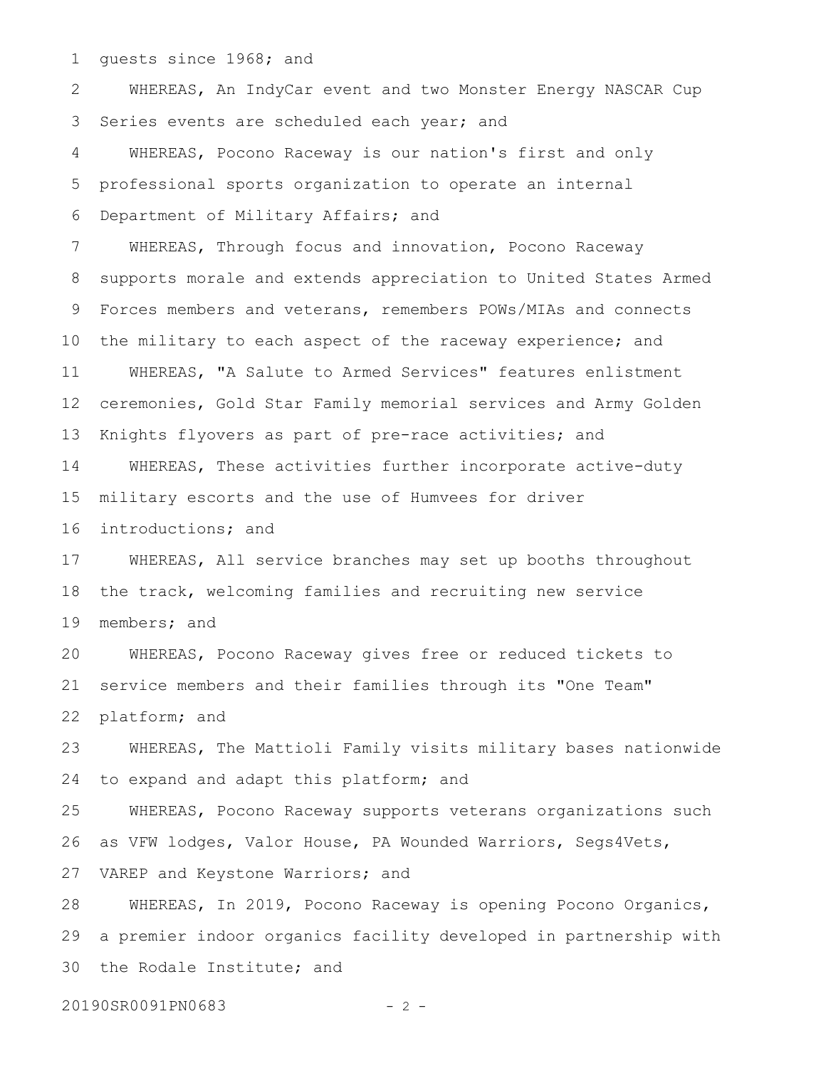guests since 1968; and

WHEREAS, An IndyCar event and two Monster Energy NASCAR Cup Series events are scheduled each year; and

WHEREAS, Pocono Raceway is our nation's first and only professional sports organization to operate an internal Department of Military Affairs; and

WHEREAS, Through focus and innovation, Pocono Raceway supports morale and extends appreciation to United States Armed Forces members and veterans, remembers POWs/MIAs and connects the military to each aspect of the raceway experience; and

WHEREAS, "A Salute to Armed Services" features enlistment ceremonies, Gold Star Family memorial services and Army Golden Knights flyovers as part of pre-race activities; and

WHEREAS, These activities further incorporate active-duty military escorts and the use of Humvees for driver introductions; and

WHEREAS, All service branches may set up booths throughout the track, welcoming families and recruiting new service members; and

WHEREAS, Pocono Raceway gives free or reduced tickets to service members and their families through its "One Team" platform; and

WHEREAS, The Mattioli Family visits military bases nationwide to expand and adapt this platform; and

WHEREAS, Pocono Raceway supports veterans organizations such as VFW lodges, Valor House, PA Wounded Warriors, Segs4Vets, VAREP and Keystone Warriors; and

WHEREAS, In 2019, Pocono Raceway is opening Pocono Organics, a premier indoor organics facility developed in partnership with the Rodale Institute; and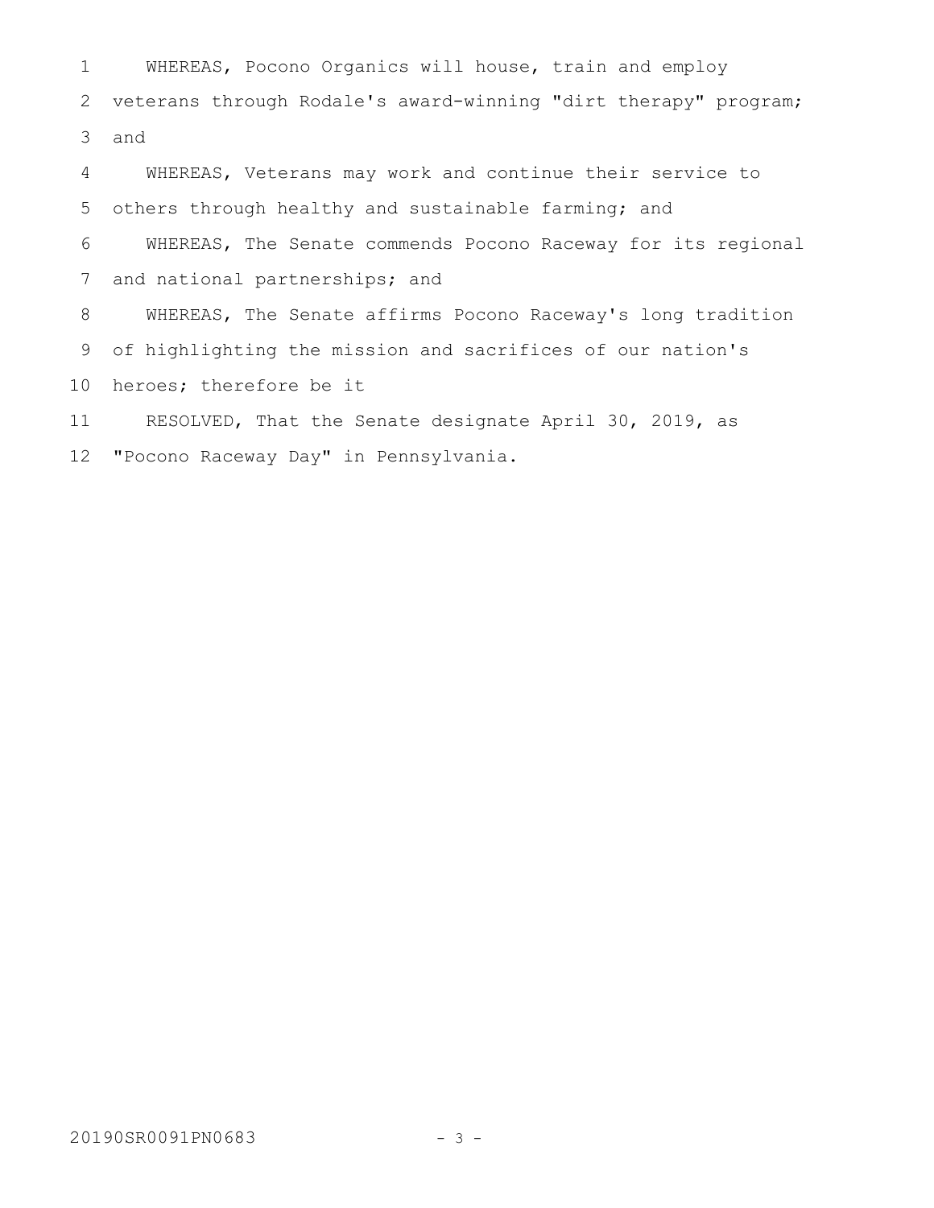WHEREAS, Pocono Organics will house, train and employ veterans through Rodale's award-winning "dirt therapy" program; and

WHEREAS, Veterans may work and continue their service to others through healthy and sustainable farming; and

WHEREAS, The Senate commends Pocono Raceway for its regional and national partnerships; and

WHEREAS, The Senate affirms Pocono Raceway's long tradition of highlighting the mission and sacrifices of our nation's heroes; therefore be it

RESOLVED, That the Senate designate April 30, 2019, as "Pocono Raceway Day" in Pennsylvania.